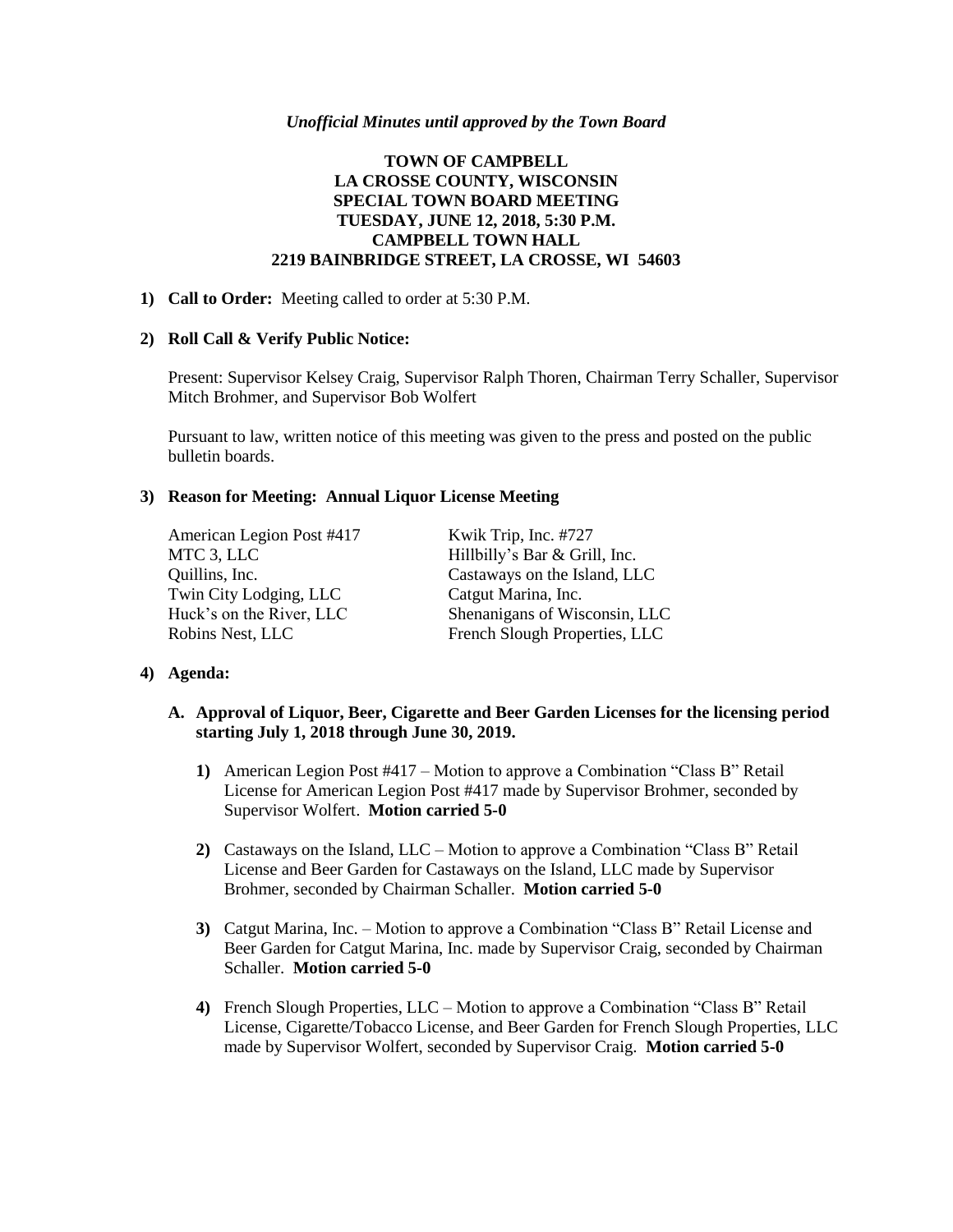*Unofficial Minutes until approved by the Town Board*

**TOWN OF CAMPBELL**
**LA CROSSE COUNTY, WISCONSIN**
**SPECIAL TOWN BOARD MEETING**
**TUESDAY, JUNE 12, 2018, 5:30 P.M.**
**CAMPBELL TOWN HALL**
**2219 BAINBRIDGE STREET, LA CROSSE, WI 54603**

1) **Call to Order:** Meeting called to order at 5:30 P.M.

2) **Roll Call & Verify Public Notice:**

   Present: Supervisor Kelsey Craig, Supervisor Ralph Thoren, Chairman Terry Schaller, Supervisor Mitch Brohmer, and Supervisor Bob Wolfert

   Pursuant to law, written notice of this meeting was given to the press and posted on the public bulletin boards.

3) **Reason for Meeting: Annual Liquor License Meeting**

   American Legion Post #417
   MTC 3, LLC
   Quillins, Inc.
   Twin City Lodging, LLC
   Huck's on the River, LLC
   Robins Nest, LLC
   Kwik Trip, Inc. #727
   Hillbilly's Bar & Grill, Inc.
   Castaways on the Island, LLC
   Catgut Marina, Inc.
   Shenanigans of Wisconsin, LLC
   French Slough Properties, LLC

4) **Agenda:**

   **A. Approval of Liquor, Beer, Cigarette and Beer Garden Licenses for the licensing period starting July 1, 2018 through June 30, 2019.**

   1) American Legion Post #417 – Motion to approve a Combination "Class B" Retail License for American Legion Post #417 made by Supervisor Brohmer, seconded by Supervisor Wolfert. **Motion carried 5-0**

   2) Castaways on the Island, LLC – Motion to approve a Combination "Class B" Retail License and Beer Garden for Castaways on the Island, LLC made by Supervisor Brohmer, seconded by Chairman Schaller. **Motion carried 5-0**

   3) Catgut Marina, Inc. – Motion to approve a Combination "Class B" Retail License and Beer Garden for Catgut Marina, Inc. made by Supervisor Craig, seconded by Chairman Schaller. **Motion carried 5-0**

   4) French Slough Properties, LLC – Motion to approve a Combination "Class B" Retail License, Cigarette/Tobacco License, and Beer Garden for French Slough Properties, LLC made by Supervisor Wolfert, seconded by Supervisor Craig. **Motion carried 5-0**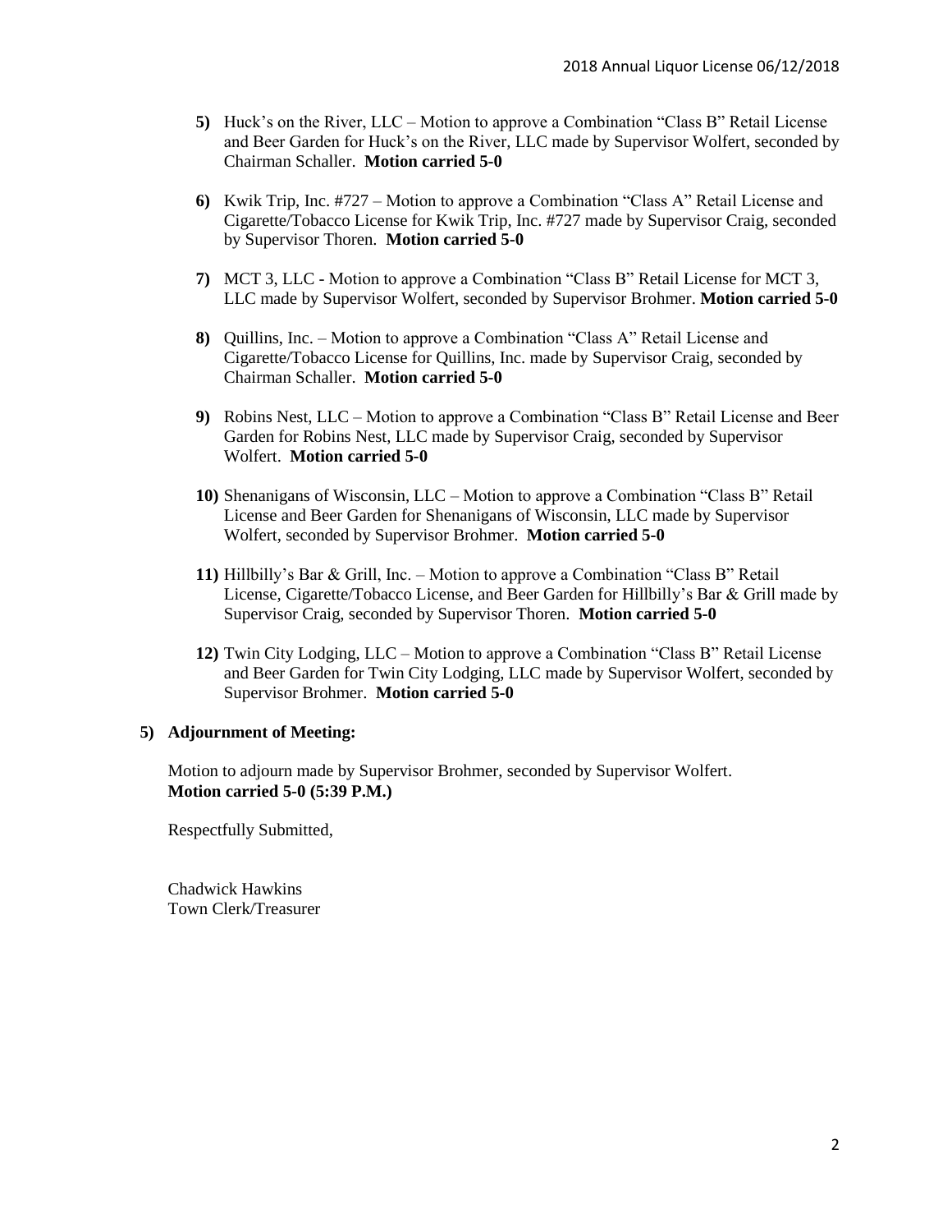5) Huck's on the River, LLC – Motion to approve a Combination "Class B" Retail License and Beer Garden for Huck's on the River, LLC made by Supervisor Wolfert, seconded by Chairman Schaller. **Motion carried 5-0**

6) Kwik Trip, Inc. #727 – Motion to approve a Combination "Class A" Retail License and Cigarette/Tobacco License for Kwik Trip, Inc. #727 made by Supervisor Craig, seconded by Supervisor Thoren. **Motion carried 5-0**

7) MCT 3, LLC - Motion to approve a Combination "Class B" Retail License for MCT 3, LLC made by Supervisor Wolfert, seconded by Supervisor Brohmer. **Motion carried 5-0**

8) Quillins, Inc. – Motion to approve a Combination "Class A" Retail License and Cigarette/Tobacco License for Quillins, Inc. made by Supervisor Craig, seconded by Chairman Schaller. **Motion carried 5-0**

9) Robins Nest, LLC – Motion to approve a Combination "Class B" Retail License and Beer Garden for Robins Nest, LLC made by Supervisor Craig, seconded by Supervisor Wolfert. **Motion carried 5-0**

10) Shenanigans of Wisconsin, LLC – Motion to approve a Combination "Class B" Retail License and Beer Garden for Shenanigans of Wisconsin, LLC made by Supervisor Wolfert, seconded by Supervisor Brohmer. **Motion carried 5-0**

11) Hillbilly's Bar & Grill, Inc. – Motion to approve a Combination "Class B" Retail License, Cigarette/Tobacco License, and Beer Garden for Hillbilly's Bar & Grill made by Supervisor Craig, seconded by Supervisor Thoren. **Motion carried 5-0**

12) Twin City Lodging, LLC – Motion to approve a Combination "Class B" Retail License and Beer Garden for Twin City Lodging, LLC made by Supervisor Wolfert, seconded by Supervisor Brohmer. **Motion carried 5-0**

**5) Adjournment of Meeting:**

Motion to adjourn made by Supervisor Brohmer, seconded by Supervisor Wolfert.
**Motion carried 5-0 (5:39 P.M.)**

Respectfully Submitted,

Chadwick Hawkins
Town Clerk/Treasurer